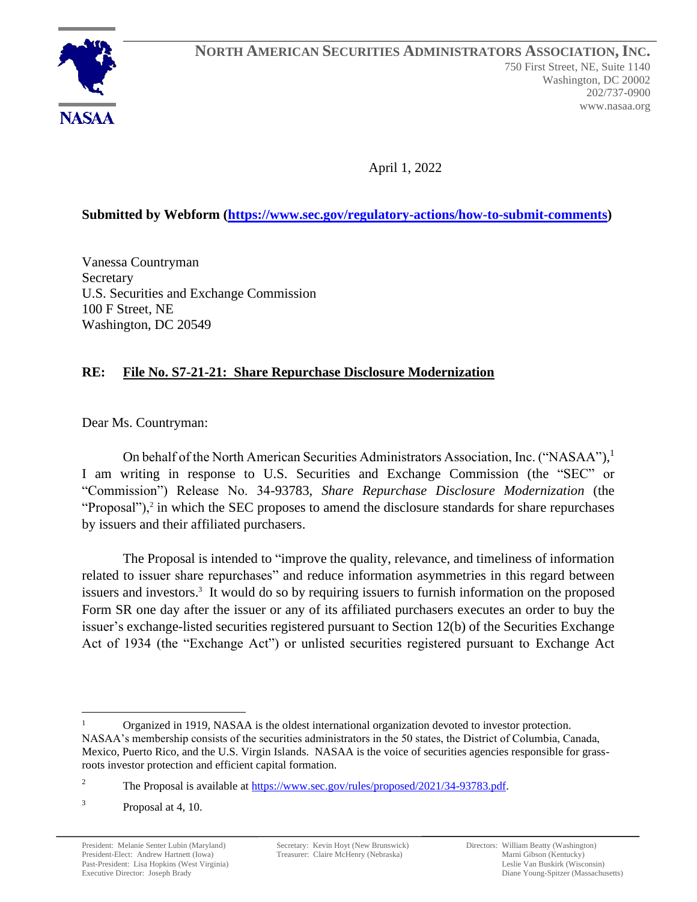NASAA

**NORTH AMERICAN SECURITIES ADMINISTRATORS ASSOCIATION, INC.**
750 First Street, NE, Suite 1140
Washington, DC 20002
202/737-0900
www.nasaa.org

April 1, 2022

**Submitted by Webform (https://www.sec.gov/regulatory-actions/how-to-submit-comments)**

Vanessa Countryman
Secretary
U.S. Securities and Exchange Commission
100 F Street, NE
Washington, DC 20549

**RE: File No. S7-21-21: Share Repurchase Disclosure Modernization**

Dear Ms. Countryman:

On behalf of the North American Securities Administrators Association, Inc. ("NASAA"),[1] I am writing in response to U.S. Securities and Exchange Commission (the "SEC" or "Commission") Release No. 34-93783, *Share Repurchase Disclosure Modernization* (the "Proposal"),[2] in which the SEC proposes to amend the disclosure standards for share repurchases by issuers and their affiliated purchasers.

The Proposal is intended to "improve the quality, relevance, and timeliness of information related to issuer share repurchases" and reduce information asymmetries in this regard between issuers and investors.[3] It would do so by requiring issuers to furnish information on the proposed Form SR one day after the issuer or any of its affiliated purchasers executes an order to buy the issuer's exchange-listed securities registered pursuant to Section 12(b) of the Securities Exchange Act of 1934 (the "Exchange Act") or unlisted securities registered pursuant to Exchange Act

---

[1] Organized in 1919, NASAA is the oldest international organization devoted to investor protection. NASAA's membership consists of the securities administrators in the 50 states, the District of Columbia, Canada, Mexico, Puerto Rico, and the U.S. Virgin Islands. NASAA is the voice of securities agencies responsible for grass-roots investor protection and efficient capital formation.

[2] The Proposal is available at https://www.sec.gov/rules/proposed/2021/34-93783.pdf.

[3] Proposal at 4, 10.

President: Melanie Senter Lubin (Maryland)
President-Elect: Andrew Hartnett (Iowa)
Past-President: Lisa Hopkins (West Virginia)
Executive Director: Joseph Brady

Secretary: Kevin Hoyt (New Brunswick)
Treasurer: Claire McHenry (Nebraska)

Directors: William Beatty (Washington)
Marni Gibson (Kentucky)
Leslie Van Buskirk (Wisconsin)
Diane Young-Spitzer (Massachusetts)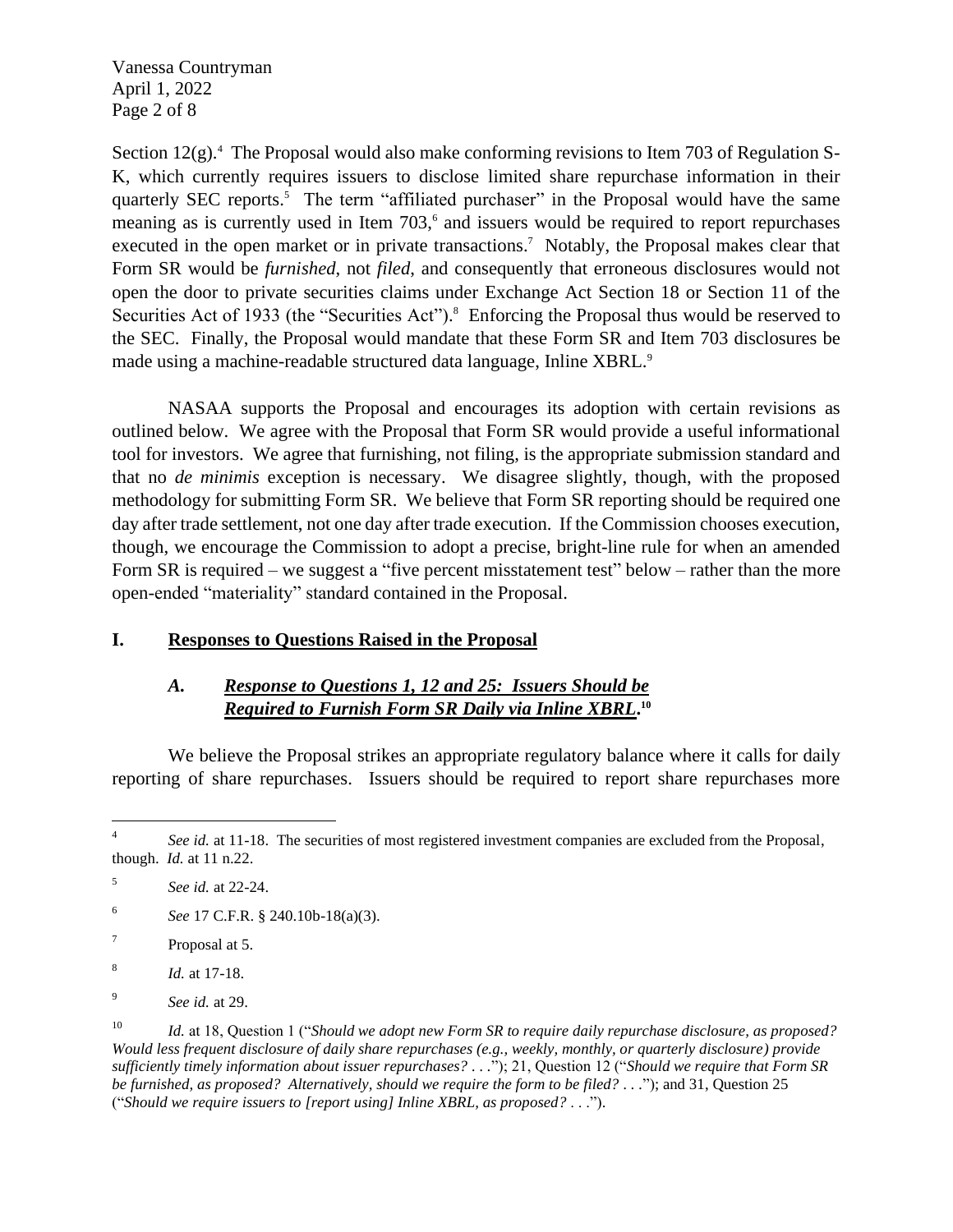Section 12(g).[4] The Proposal would also make conforming revisions to Item 703 of Regulation S-K, which currently requires issuers to disclose limited share repurchase information in their quarterly SEC reports.[5] The term "affiliated purchaser" in the Proposal would have the same meaning as is currently used in Item 703,[6] and issuers would be required to report repurchases executed in the open market or in private transactions.[7] Notably, the Proposal makes clear that Form SR would be *furnished*, not *filed*, and consequently that erroneous disclosures would not open the door to private securities claims under Exchange Act Section 18 or Section 11 of the Securities Act of 1933 (the "Securities Act").[8] Enforcing the Proposal thus would be reserved to the SEC. Finally, the Proposal would mandate that these Form SR and Item 703 disclosures be made using a machine-readable structured data language, Inline XBRL.[9]

NASAA supports the Proposal and encourages its adoption with certain revisions as outlined below. We agree with the Proposal that Form SR would provide a useful informational tool for investors. We agree that furnishing, not filing, is the appropriate submission standard and that no *de minimis* exception is necessary. We disagree slightly, though, with the proposed methodology for submitting Form SR. We believe that Form SR reporting should be required one day after trade settlement, not one day after trade execution. If the Commission chooses execution, though, we encourage the Commission to adopt a precise, bright-line rule for when an amended Form SR is required – we suggest a "five percent misstatement test" below – rather than the more open-ended "materiality" standard contained in the Proposal.

## I. Responses to Questions Raised in the Proposal

### *A. Response to Questions 1, 12 and 25: Issuers Should be Required to Furnish Form SR Daily via Inline XBRL.*[10]

We believe the Proposal strikes an appropriate regulatory balance where it calls for daily reporting of share repurchases. Issuers should be required to report share repurchases more

---

[4] *See id.* at 11-18. The securities of most registered investment companies are excluded from the Proposal, though. *Id.* at 11 n.22.

[5] *See id.* at 22-24.

[6] *See* 17 C.F.R. § 240.10b-18(a)(3).

[7] Proposal at 5.

[8] *Id.* at 17-18.

[9] *See id.* at 29.

[10] *Id.* at 18, Question 1 ("*Should we adopt new Form SR to require daily repurchase disclosure, as proposed? Would less frequent disclosure of daily share repurchases (e.g., weekly, monthly, or quarterly disclosure) provide sufficiently timely information about issuer repurchases?* . . ."); 21, Question 12 ("*Should we require that Form SR be furnished, as proposed? Alternatively, should we require the form to be filed?* . . ."); and 31, Question 25 ("*Should we require issuers to [report using] Inline XBRL, as proposed?* . . .").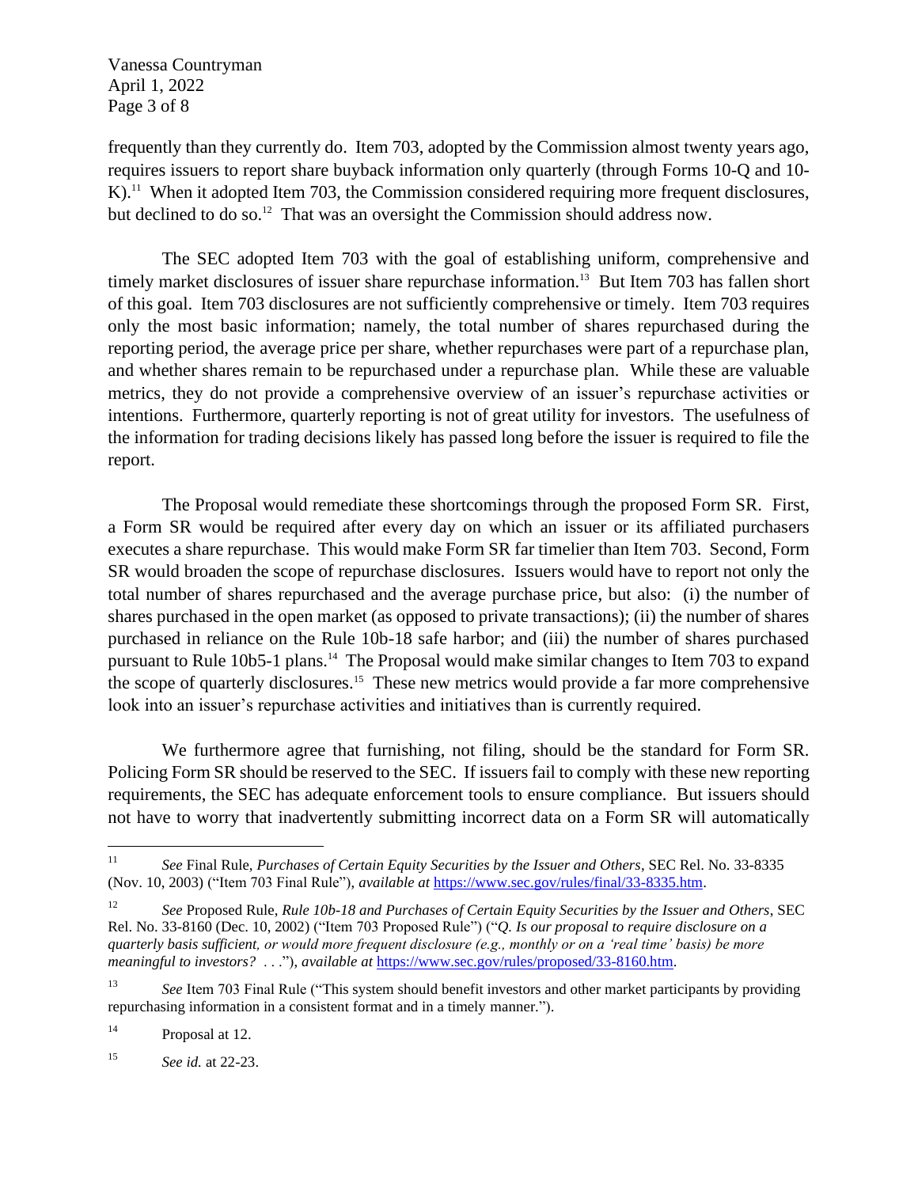frequently than they currently do. Item 703, adopted by the Commission almost twenty years ago, requires issuers to report share buyback information only quarterly (through Forms 10-Q and 10-K).[11] When it adopted Item 703, the Commission considered requiring more frequent disclosures, but declined to do so.[12] That was an oversight the Commission should address now.

The SEC adopted Item 703 with the goal of establishing uniform, comprehensive and timely market disclosures of issuer share repurchase information.[13] But Item 703 has fallen short of this goal. Item 703 disclosures are not sufficiently comprehensive or timely. Item 703 requires only the most basic information; namely, the total number of shares repurchased during the reporting period, the average price per share, whether repurchases were part of a repurchase plan, and whether shares remain to be repurchased under a repurchase plan. While these are valuable metrics, they do not provide a comprehensive overview of an issuer's repurchase activities or intentions. Furthermore, quarterly reporting is not of great utility for investors. The usefulness of the information for trading decisions likely has passed long before the issuer is required to file the report.

The Proposal would remediate these shortcomings through the proposed Form SR. First, a Form SR would be required after every day on which an issuer or its affiliated purchasers executes a share repurchase. This would make Form SR far timelier than Item 703. Second, Form SR would broaden the scope of repurchase disclosures. Issuers would have to report not only the total number of shares repurchased and the average purchase price, but also: (i) the number of shares purchased in the open market (as opposed to private transactions); (ii) the number of shares purchased in reliance on the Rule 10b-18 safe harbor; and (iii) the number of shares purchased pursuant to Rule 10b5-1 plans.[14] The Proposal would make similar changes to Item 703 to expand the scope of quarterly disclosures.[15] These new metrics would provide a far more comprehensive look into an issuer's repurchase activities and initiatives than is currently required.

We furthermore agree that furnishing, not filing, should be the standard for Form SR. Policing Form SR should be reserved to the SEC. If issuers fail to comply with these new reporting requirements, the SEC has adequate enforcement tools to ensure compliance. But issuers should not have to worry that inadvertently submitting incorrect data on a Form SR will automatically

---

[11] *See* Final Rule, *Purchases of Certain Equity Securities by the Issuer and Others*, SEC Rel. No. 33-8335 (Nov. 10, 2003) ("Item 703 Final Rule"), *available at* https://www.sec.gov/rules/final/33-8335.htm.

[12] *See* Proposed Rule, *Rule 10b-18 and Purchases of Certain Equity Securities by the Issuer and Others*, SEC Rel. No. 33-8160 (Dec. 10, 2002) ("Item 703 Proposed Rule") ("*Q. Is our proposal to require disclosure on a quarterly basis sufficient, or would more frequent disclosure (e.g., monthly or on a 'real time' basis) be more meaningful to investors?* . . ."), *available at* https://www.sec.gov/rules/proposed/33-8160.htm.

[13] *See* Item 703 Final Rule ("This system should benefit investors and other market participants by providing repurchasing information in a consistent format and in a timely manner.").

[14] Proposal at 12.

[15] *See id.* at 22-23.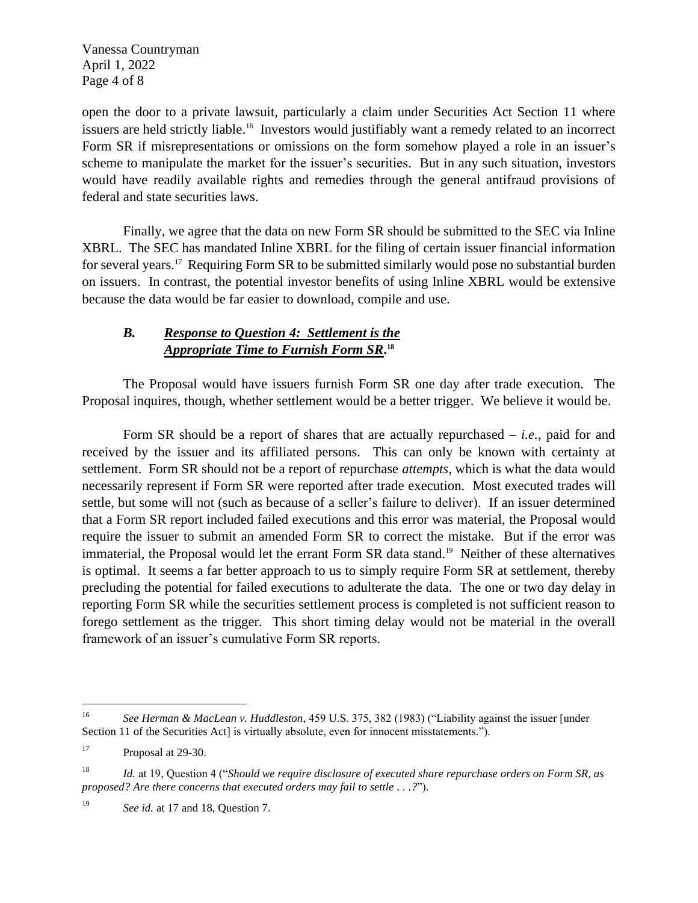open the door to a private lawsuit, particularly a claim under Securities Act Section 11 where issuers are held strictly liable.[16] Investors would justifiably want a remedy related to an incorrect Form SR if misrepresentations or omissions on the form somehow played a role in an issuer's scheme to manipulate the market for the issuer's securities. But in any such situation, investors would have readily available rights and remedies through the general antifraud provisions of federal and state securities laws.

Finally, we agree that the data on new Form SR should be submitted to the SEC via Inline XBRL. The SEC has mandated Inline XBRL for the filing of certain issuer financial information for several years.[17] Requiring Form SR to be submitted similarly would pose no substantial burden on issuers. In contrast, the potential investor benefits of using Inline XBRL would be extensive because the data would be far easier to download, compile and use.

### *B.* ***<u>Response to Question 4: Settlement is the Appropriate Time to Furnish Form SR</u>*****.**[18]

The Proposal would have issuers furnish Form SR one day after trade execution. The Proposal inquires, though, whether settlement would be a better trigger. We believe it would be.

Form SR should be a report of shares that are actually repurchased – *i.e.*, paid for and received by the issuer and its affiliated persons. This can only be known with certainty at settlement. Form SR should not be a report of repurchase *attempts*, which is what the data would necessarily represent if Form SR were reported after trade execution. Most executed trades will settle, but some will not (such as because of a seller's failure to deliver). If an issuer determined that a Form SR report included failed executions and this error was material, the Proposal would require the issuer to submit an amended Form SR to correct the mistake. But if the error was immaterial, the Proposal would let the errant Form SR data stand.[19] Neither of these alternatives is optimal. It seems a far better approach to us to simply require Form SR at settlement, thereby precluding the potential for failed executions to adulterate the data. The one or two day delay in reporting Form SR while the securities settlement process is completed is not sufficient reason to forego settlement as the trigger. This short timing delay would not be material in the overall framework of an issuer's cumulative Form SR reports.

---

[16] *See Herman & MacLean v. Huddleston*, 459 U.S. 375, 382 (1983) ("Liability against the issuer [under Section 11 of the Securities Act] is virtually absolute, even for innocent misstatements.").

[17] Proposal at 29-30.

[18] *Id.* at 19, Question 4 ("*Should we require disclosure of executed share repurchase orders on Form SR, as proposed? Are there concerns that executed orders may fail to settle . . .?*").

[19] *See id.* at 17 and 18, Question 7.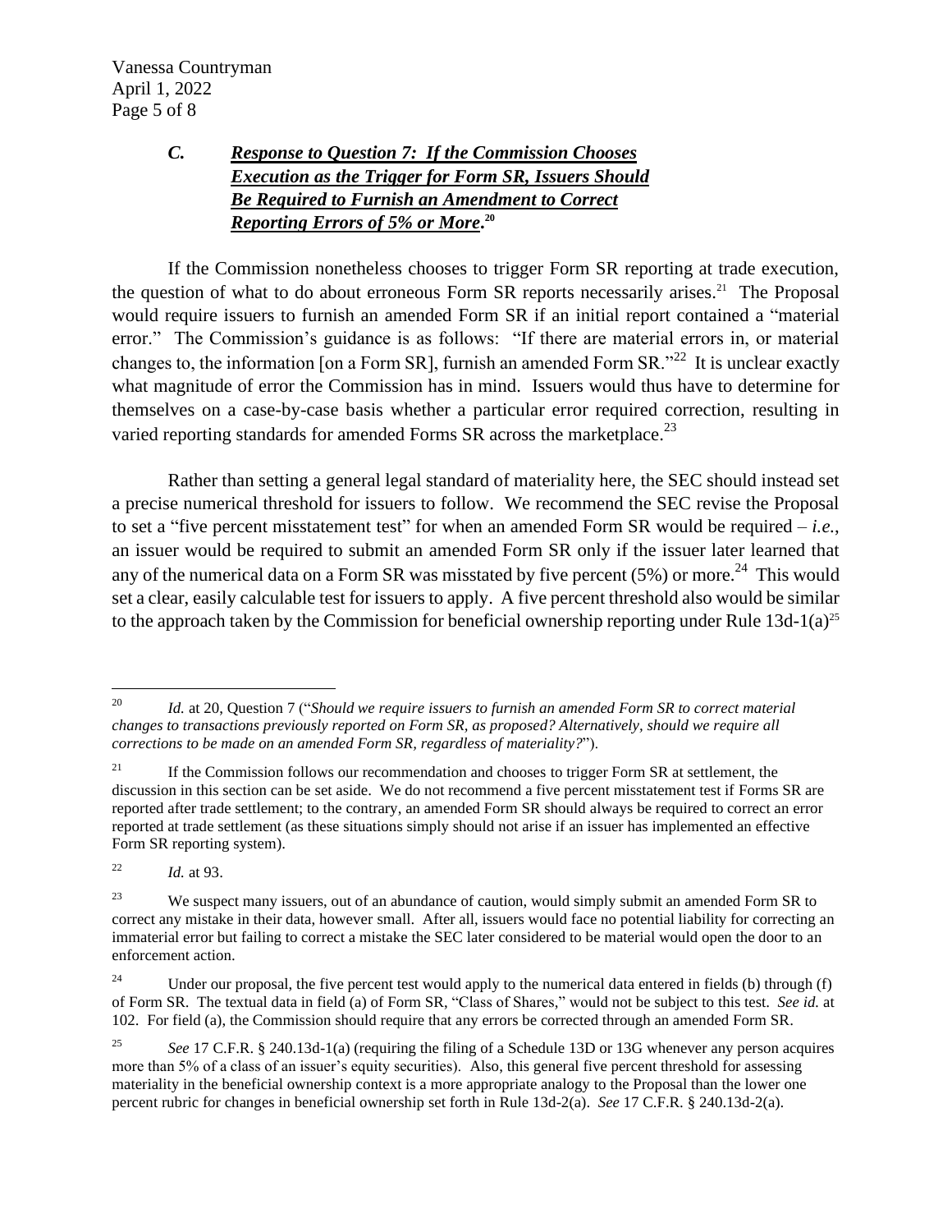### *C.* ***Response to Question 7: If the Commission Chooses Execution as the Trigger for Form SR, Issuers Should Be Required to Furnish an Amendment to Correct Reporting Errors of 5% or More.***[20]

If the Commission nonetheless chooses to trigger Form SR reporting at trade execution, the question of what to do about erroneous Form SR reports necessarily arises.[21] The Proposal would require issuers to furnish an amended Form SR if an initial report contained a "material error." The Commission's guidance is as follows: "If there are material errors in, or material changes to, the information [on a Form SR], furnish an amended Form SR."[22] It is unclear exactly what magnitude of error the Commission has in mind. Issuers would thus have to determine for themselves on a case-by-case basis whether a particular error required correction, resulting in varied reporting standards for amended Forms SR across the marketplace.[23]

Rather than setting a general legal standard of materiality here, the SEC should instead set a precise numerical threshold for issuers to follow. We recommend the SEC revise the Proposal to set a "five percent misstatement test" for when an amended Form SR would be required – *i.e.*, an issuer would be required to submit an amended Form SR only if the issuer later learned that any of the numerical data on a Form SR was misstated by five percent (5%) or more.[24] This would set a clear, easily calculable test for issuers to apply. A five percent threshold also would be similar to the approach taken by the Commission for beneficial ownership reporting under Rule 13d-1(a)[25]

---

[20] *Id.* at 20, Question 7 ("*Should we require issuers to furnish an amended Form SR to correct material changes to transactions previously reported on Form SR, as proposed? Alternatively, should we require all corrections to be made on an amended Form SR, regardless of materiality?*").

[21] If the Commission follows our recommendation and chooses to trigger Form SR at settlement, the discussion in this section can be set aside. We do not recommend a five percent misstatement test if Forms SR are reported after trade settlement; to the contrary, an amended Form SR should always be required to correct an error reported at trade settlement (as these situations simply should not arise if an issuer has implemented an effective Form SR reporting system).

[22] *Id.* at 93.

[23] We suspect many issuers, out of an abundance of caution, would simply submit an amended Form SR to correct any mistake in their data, however small. After all, issuers would face no potential liability for correcting an immaterial error but failing to correct a mistake the SEC later considered to be material would open the door to an enforcement action.

[24] Under our proposal, the five percent test would apply to the numerical data entered in fields (b) through (f) of Form SR. The textual data in field (a) of Form SR, "Class of Shares," would not be subject to this test. *See id.* at 102. For field (a), the Commission should require that any errors be corrected through an amended Form SR.

[25] *See* 17 C.F.R. § 240.13d-1(a) (requiring the filing of a Schedule 13D or 13G whenever any person acquires more than 5% of a class of an issuer's equity securities). Also, this general five percent threshold for assessing materiality in the beneficial ownership context is a more appropriate analogy to the Proposal than the lower one percent rubric for changes in beneficial ownership set forth in Rule 13d-2(a). *See* 17 C.F.R. § 240.13d-2(a).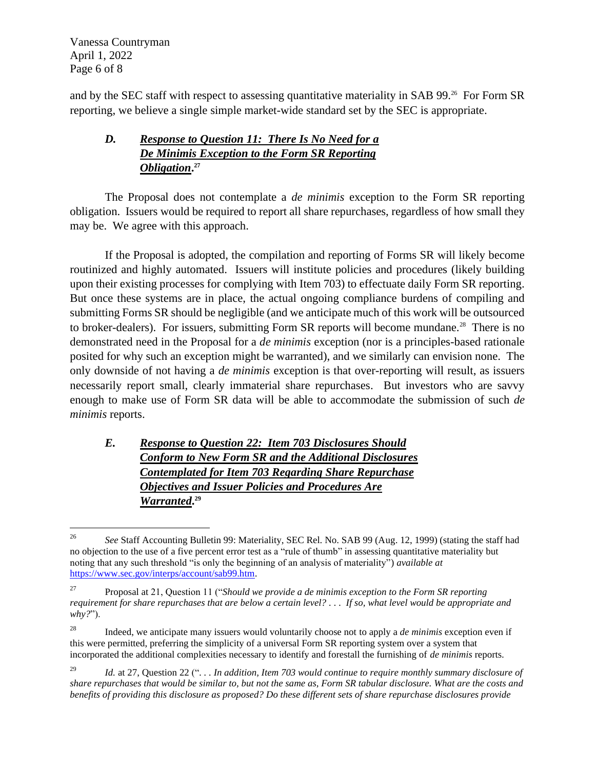and by the SEC staff with respect to assessing quantitative materiality in SAB 99.[26] For Form SR reporting, we believe a single simple market-wide standard set by the SEC is appropriate.

### ***D. Response to Question 11: There Is No Need for a De Minimis Exception to the Form SR Reporting Obligation.***[27]

The Proposal does not contemplate a *de minimis* exception to the Form SR reporting obligation. Issuers would be required to report all share repurchases, regardless of how small they may be. We agree with this approach.

If the Proposal is adopted, the compilation and reporting of Forms SR will likely become routinized and highly automated. Issuers will institute policies and procedures (likely building upon their existing processes for complying with Item 703) to effectuate daily Form SR reporting. But once these systems are in place, the actual ongoing compliance burdens of compiling and submitting Forms SR should be negligible (and we anticipate much of this work will be outsourced to broker-dealers). For issuers, submitting Form SR reports will become mundane.[28] There is no demonstrated need in the Proposal for a *de minimis* exception (nor is a principles-based rationale posited for why such an exception might be warranted), and we similarly can envision none. The only downside of not having a *de minimis* exception is that over-reporting will result, as issuers necessarily report small, clearly immaterial share repurchases. But investors who are savvy enough to make use of Form SR data will be able to accommodate the submission of such *de minimis* reports.

### ***E. Response to Question 22: Item 703 Disclosures Should Conform to New Form SR and the Additional Disclosures Contemplated for Item 703 Regarding Share Repurchase Objectives and Issuer Policies and Procedures Are Warranted.***[29]

---

[26] *See* Staff Accounting Bulletin 99: Materiality, SEC Rel. No. SAB 99 (Aug. 12, 1999) (stating the staff had no objection to the use of a five percent error test as a "rule of thumb" in assessing quantitative materiality but noting that any such threshold "is only the beginning of an analysis of materiality") *available at* https://www.sec.gov/interps/account/sab99.htm.

[27] Proposal at 21, Question 11 ("*Should we provide a de minimis exception to the Form SR reporting requirement for share repurchases that are below a certain level? . . . If so, what level would be appropriate and why?*").

[28] Indeed, we anticipate many issuers would voluntarily choose not to apply a *de minimis* exception even if this were permitted, preferring the simplicity of a universal Form SR reporting system over a system that incorporated the additional complexities necessary to identify and forestall the furnishing of *de minimis* reports.

[29] *Id.* at 27, Question 22 (". . . *In addition, Item 703 would continue to require monthly summary disclosure of share repurchases that would be similar to, but not the same as, Form SR tabular disclosure. What are the costs and benefits of providing this disclosure as proposed? Do these different sets of share repurchase disclosures provide*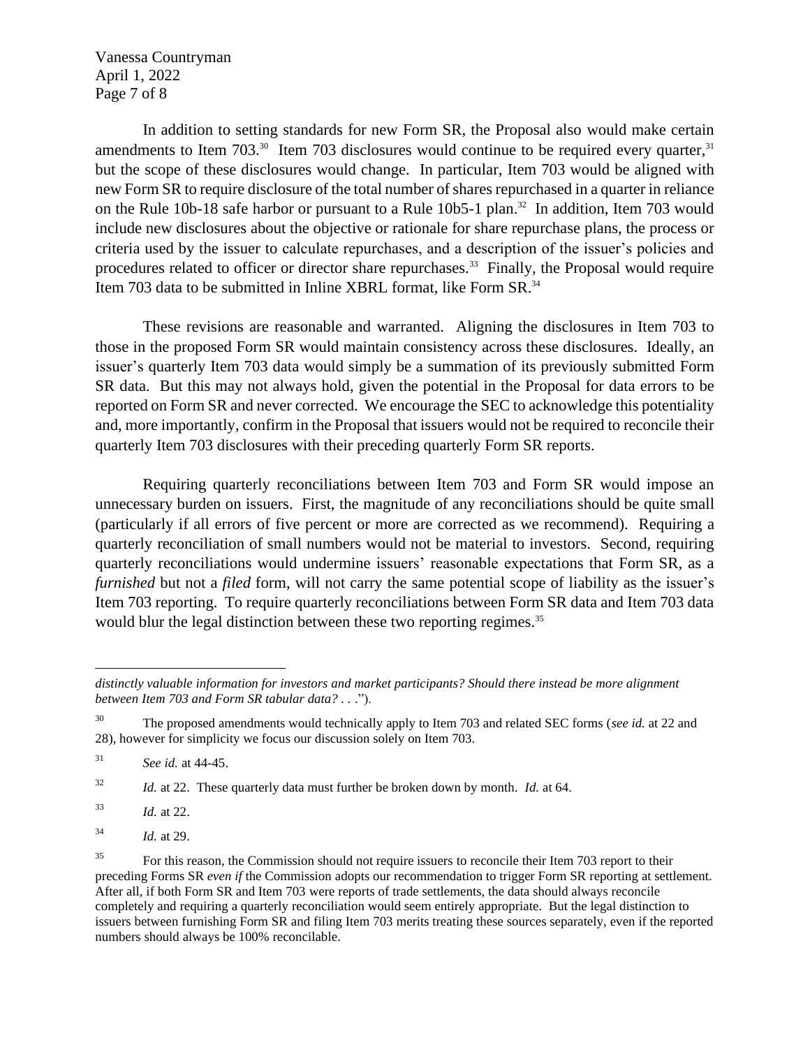In addition to setting standards for new Form SR, the Proposal also would make certain amendments to Item 703.[30] Item 703 disclosures would continue to be required every quarter,[31] but the scope of these disclosures would change. In particular, Item 703 would be aligned with new Form SR to require disclosure of the total number of shares repurchased in a quarter in reliance on the Rule 10b-18 safe harbor or pursuant to a Rule 10b5-1 plan.[32] In addition, Item 703 would include new disclosures about the objective or rationale for share repurchase plans, the process or criteria used by the issuer to calculate repurchases, and a description of the issuer's policies and procedures related to officer or director share repurchases.[33] Finally, the Proposal would require Item 703 data to be submitted in Inline XBRL format, like Form SR.[34]

These revisions are reasonable and warranted. Aligning the disclosures in Item 703 to those in the proposed Form SR would maintain consistency across these disclosures. Ideally, an issuer's quarterly Item 703 data would simply be a summation of its previously submitted Form SR data. But this may not always hold, given the potential in the Proposal for data errors to be reported on Form SR and never corrected. We encourage the SEC to acknowledge this potentiality and, more importantly, confirm in the Proposal that issuers would not be required to reconcile their quarterly Item 703 disclosures with their preceding quarterly Form SR reports.

Requiring quarterly reconciliations between Item 703 and Form SR would impose an unnecessary burden on issuers. First, the magnitude of any reconciliations should be quite small (particularly if all errors of five percent or more are corrected as we recommend). Requiring a quarterly reconciliation of small numbers would not be material to investors. Second, requiring quarterly reconciliations would undermine issuers' reasonable expectations that Form SR, as a *furnished* but not a *filed* form, will not carry the same potential scope of liability as the issuer's Item 703 reporting. To require quarterly reconciliations between Form SR data and Item 703 data would blur the legal distinction between these two reporting regimes.[35]

---

*distinctly valuable information for investors and market participants? Should there instead be more alignment between Item 703 and Form SR tabular data? . . .*").

[30] The proposed amendments would technically apply to Item 703 and related SEC forms (*see id.* at 22 and 28), however for simplicity we focus our discussion solely on Item 703.

[31] *See id.* at 44-45.

[32] *Id.* at 22. These quarterly data must further be broken down by month. *Id.* at 64.

[33] *Id.* at 22.

[34] *Id.* at 29.

[35] For this reason, the Commission should not require issuers to reconcile their Item 703 report to their preceding Forms SR *even if* the Commission adopts our recommendation to trigger Form SR reporting at settlement. After all, if both Form SR and Item 703 were reports of trade settlements, the data should always reconcile completely and requiring a quarterly reconciliation would seem entirely appropriate. But the legal distinction to issuers between furnishing Form SR and filing Item 703 merits treating these sources separately, even if the reported numbers should always be 100% reconcilable.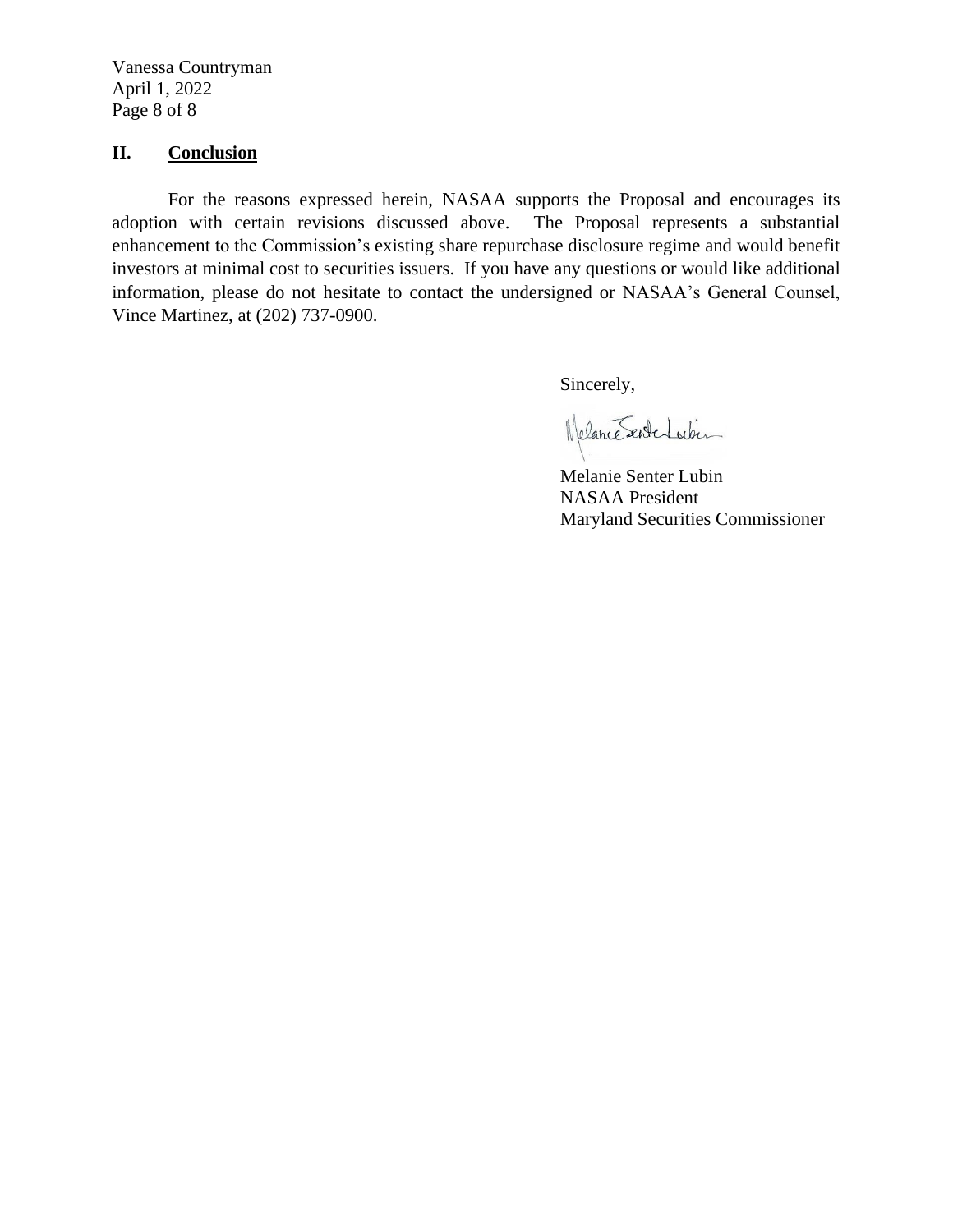## II. Conclusion

For the reasons expressed herein, NASAA supports the Proposal and encourages its adoption with certain revisions discussed above. The Proposal represents a substantial enhancement to the Commission's existing share repurchase disclosure regime and would benefit investors at minimal cost to securities issuers. If you have any questions or would like additional information, please do not hesitate to contact the undersigned or NASAA's General Counsel, Vince Martinez, at (202) 737-0900.

Sincerely,

Melanie Senter Lubin
NASAA President
Maryland Securities Commissioner